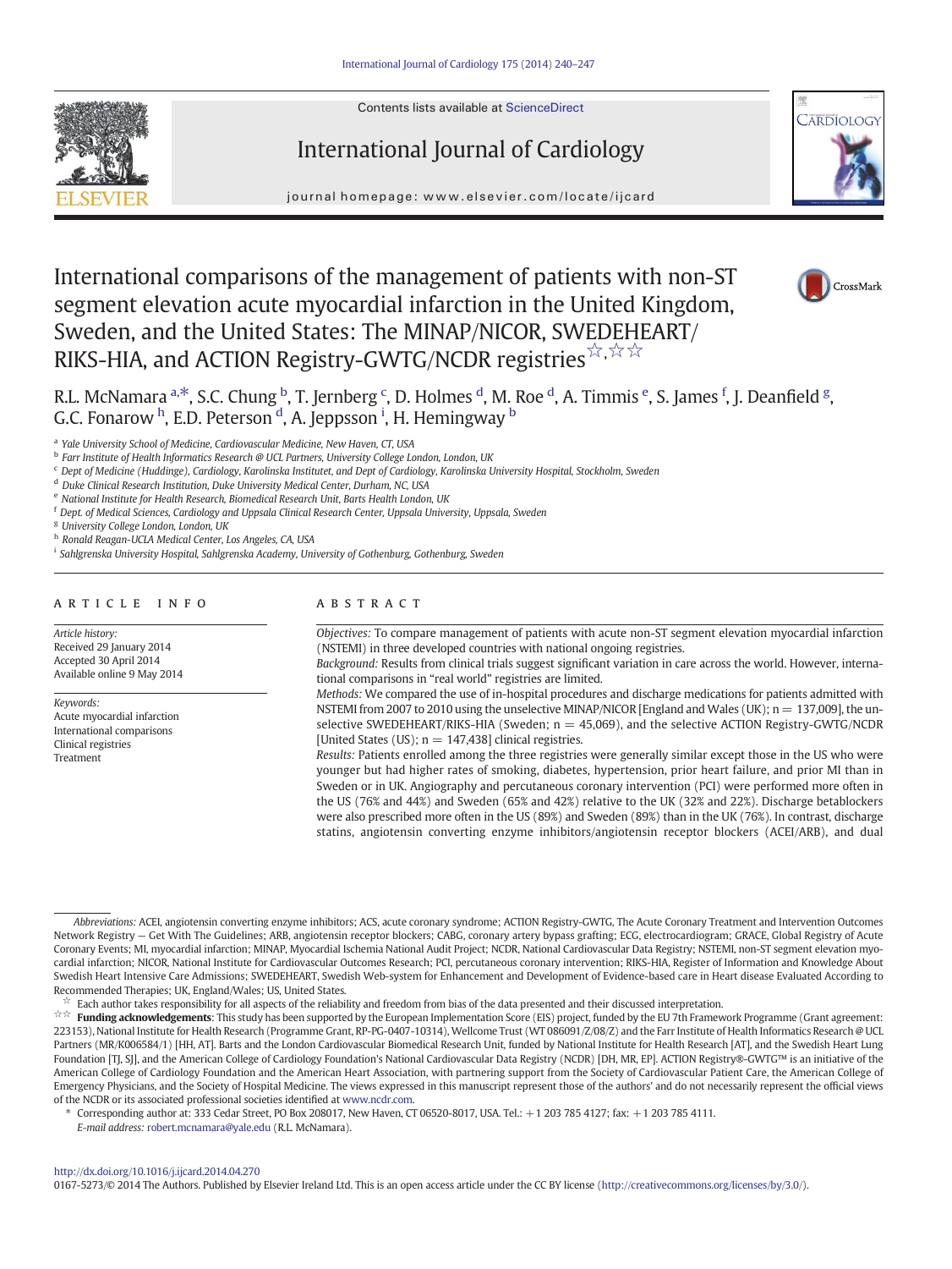# International comparisons of the management of patients with non-ST segment elevation acute myocardial infarction in the United Kingdom, Sweden, and the United States: The MINAP/NICOR, SWEDEHEART/RIKS-HIA, and ACTION Registry-GWTG/NCDR registries☆,☆☆

R.L. McNamara [a,*], S.C. Chung [b], T. Jernberg [c], D. Holmes [d], M. Roe [d], A. Timmis [e], S. James [f], J. Deanfield [g], G.C. Fonarow [h], E.D. Peterson [d], A. Jeppsson [i], H. Hemingway [b]

[a] Yale University School of Medicine, Cardiovascular Medicine, New Haven, CT, USA
[b] Farr Institute of Health Informatics Research @ UCL Partners, University College London, London, UK
[c] Dept of Medicine (Huddinge), Cardiology, Karolinska Institutet, and Dept of Cardiology, Karolinska University Hospital, Stockholm, Sweden
[d] Duke Clinical Research Institution, Duke University Medical Center, Durham, NC, USA
[e] National Institute for Health Research, Biomedical Research Unit, Barts Health London, UK
[f] Dept. of Medical Sciences, Cardiology and Uppsala Clinical Research Center, Uppsala University, Uppsala, Sweden
[g] University College London, London, UK
[h] Ronald Reagan-UCLA Medical Center, Los Angeles, CA, USA
[i] Sahlgrenska University Hospital, Sahlgrenska Academy, University of Gothenburg, Gothenburg, Sweden

## ARTICLE INFO

*Article history:*
Received 29 January 2014
Accepted 30 April 2014
Available online 9 May 2014

*Keywords:*
Acute myocardial infarction
International comparisons
Clinical registries
Treatment

## ABSTRACT

*Objectives:* To compare management of patients with acute non-ST segment elevation myocardial infarction (NSTEMI) in three developed countries with national ongoing registries.

*Background:* Results from clinical trials suggest significant variation in care across the world. However, international comparisons in "real world" registries are limited.

*Methods:* We compared the use of in-hospital procedures and discharge medications for patients admitted with NSTEMI from 2007 to 2010 using the unselective MINAP/NICOR [England and Wales (UK); n = 137,009], the unselective SWEDEHEART/RIKS-HIA (Sweden; n = 45,069), and the selective ACTION Registry-GWTG/NCDR [United States (US); n = 147,438] clinical registries.

*Results:* Patients enrolled among the three registries were generally similar except those in the US who were younger but had higher rates of smoking, diabetes, hypertension, prior heart failure, and prior MI than in Sweden or in UK. Angiography and percutaneous coronary intervention (PCI) were performed more often in the US (76% and 44%) and Sweden (65% and 42%) relative to the UK (32% and 22%). Discharge betablockers were also prescribed more often in the US (89%) and Sweden (89%) than in the UK (76%). In contrast, discharge statins, angiotensin converting enzyme inhibitors/angiotensin receptor blockers (ACEI/ARB), and dual

*Abbreviations:* ACEI, angiotensin converting enzyme inhibitors; ACS, acute coronary syndrome; ACTION Registry-GWTG, The Acute Coronary Treatment and Intervention Outcomes Network Registry — Get With The Guidelines; ARB, angiotensin receptor blockers; CABG, coronary artery bypass grafting; ECG, electrocardiogram; GRACE, Global Registry of Acute Coronary Events; MI, myocardial infarction; MINAP, Myocardial Ischemia National Audit Project; NCDR, National Cardiovascular Data Registry; NSTEMI, non-ST segment elevation myocardial infarction; NICOR, National Institute for Cardiovascular Outcomes Research; PCI, percutaneous coronary intervention; RIKS-HIA, Register of Information and Knowledge About Swedish Heart Intensive Care Admissions; SWEDEHEART, Swedish Web-system for Enhancement and Development of Evidence-based care in Heart disease Evaluated According to Recommended Therapies; UK, England/Wales; US, United States.

☆ Each author takes responsibility for all aspects of the reliability and freedom from bias of the data presented and their discussed interpretation.

☆☆ **Funding acknowledgements**: This study has been supported by the European Implementation Score (EIS) project, funded by the EU 7th Framework Programme (Grant agreement: 223153), National Institute for Health Research (Programme Grant, RP-PG-0407-10314), Wellcome Trust (WT 086091/Z/08/Z) and the Farr Institute of Health Informatics Research @ UCL Partners (MR/K006584/1) [HH, AT]. Barts and the London Cardiovascular Biomedical Research Unit, funded by National Institute for Health Research [AT], and the Swedish Heart Lung Foundation [TJ, SJ], and the American College of Cardiology Foundation's National Cardiovascular Data Registry (NCDR) [DH, MR, EP]. ACTION Registry®-GWTG™ is an initiative of the American College of Cardiology Foundation and the American Heart Association, with partnering support from the Society of Cardiovascular Patient Care, the American College of Emergency Physicians, and the Society of Hospital Medicine. The views expressed in this manuscript represent those of the authors' and do not necessarily represent the official views of the NCDR or its associated professional societies identified at www.ncdr.com.

\* Corresponding author at: 333 Cedar Street, PO Box 208017, New Haven, CT 06520-8017, USA. Tel.: +1 203 785 4127; fax: +1 203 785 4111.
*E-mail address:* robert.mcnamara@yale.edu (R.L. McNamara).

http://dx.doi.org/10.1016/j.ijcard.2014.04.270
0167-5273/© 2014 The Authors. Published by Elsevier Ireland Ltd. This is an open access article under the CC BY license (http://creativecommons.org/licenses/by/3.0/).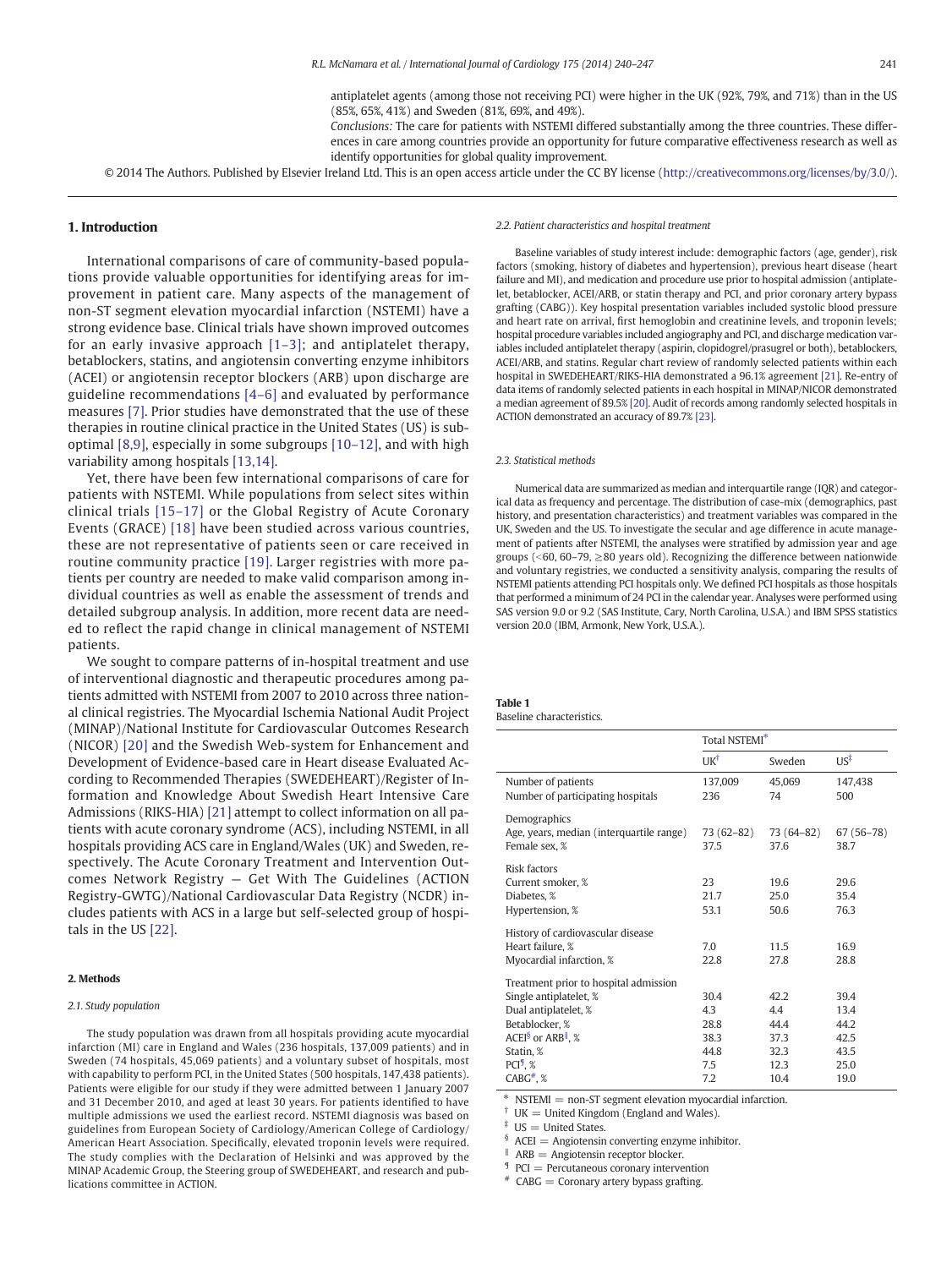antiplatelet agents (among those not receiving PCI) were higher in the UK (92%, 79%, and 71%) than in the US (85%, 65%, 41%) and Sweden (81%, 69%, and 49%).

*Conclusions:* The care for patients with NSTEMI differed substantially among the three countries. These differences in care among countries provide an opportunity for future comparative effectiveness research as well as identify opportunities for global quality improvement.

© 2014 The Authors. Published by Elsevier Ireland Ltd. This is an open access article under the CC BY license (http://creativecommons.org/licenses/by/3.0/).

## 1. Introduction

International comparisons of care of community-based populations provide valuable opportunities for identifying areas for improvement in patient care. Many aspects of the management of non-ST segment elevation myocardial infarction (NSTEMI) have a strong evidence base. Clinical trials have shown improved outcomes for an early invasive approach [1–3]; and antiplatelet therapy, betablockers, statins, and angiotensin converting enzyme inhibitors (ACEI) or angiotensin receptor blockers (ARB) upon discharge are guideline recommendations [4–6] and evaluated by performance measures [7]. Prior studies have demonstrated that the use of these therapies in routine clinical practice in the United States (US) is suboptimal [8,9], especially in some subgroups [10–12], and with high variability among hospitals [13,14].

Yet, there have been few international comparisons of care for patients with NSTEMI. While populations from select sites within clinical trials [15–17] or the Global Registry of Acute Coronary Events (GRACE) [18] have been studied across various countries, these are not representative of patients seen or care received in routine community practice [19]. Larger registries with more patients per country are needed to make valid comparison among individual countries as well as enable the assessment of trends and detailed subgroup analysis. In addition, more recent data are needed to reflect the rapid change in clinical management of NSTEMI patients.

We sought to compare patterns of in-hospital treatment and use of interventional diagnostic and therapeutic procedures among patients admitted with NSTEMI from 2007 to 2010 across three national clinical registries. The Myocardial Ischemia National Audit Project (MINAP)/National Institute for Cardiovascular Outcomes Research (NICOR) [20] and the Swedish Web-system for Enhancement and Development of Evidence-based care in Heart disease Evaluated According to Recommended Therapies (SWEDEHEART)/Register of Information and Knowledge About Swedish Heart Intensive Care Admissions (RIKS-HIA) [21] attempt to collect information on all patients with acute coronary syndrome (ACS), including NSTEMI, in all hospitals providing ACS care in England/Wales (UK) and Sweden, respectively. The Acute Coronary Treatment and Intervention Outcomes Network Registry — Get With The Guidelines (ACTION Registry-GWTG)/National Cardiovascular Data Registry (NCDR) includes patients with ACS in a large but self-selected group of hospitals in the US [22].

## 2. Methods

### 2.1. Study population

The study population was drawn from all hospitals providing acute myocardial infarction (MI) care in England and Wales (236 hospitals, 137,009 patients) and in Sweden (74 hospitals, 45,069 patients) and a voluntary subset of hospitals, most with capability to perform PCI, in the United States (500 hospitals, 147,438 patients). Patients were eligible for our study if they were admitted between 1 January 2007 and 31 December 2010, and aged at least 30 years. For patients identified to have multiple admissions we used the earliest record. NSTEMI diagnosis was based on guidelines from European Society of Cardiology/American College of Cardiology/American Heart Association. Specifically, elevated troponin levels were required. The study complies with the Declaration of Helsinki and was approved by the MINAP Academic Group, the Steering group of SWEDEHEART, and research and publications committee in ACTION.

### 2.2. Patient characteristics and hospital treatment

Baseline variables of study interest include: demographic factors (age, gender), risk factors (smoking, history of diabetes and hypertension), previous heart disease (heart failure and MI), and medication and procedure use prior to hospital admission (antiplatelet, betablocker, ACEI/ARB, or statin therapy and PCI, and prior coronary artery bypass grafting (CABG)). Key hospital presentation variables included systolic blood pressure and heart rate on arrival, first hemoglobin and creatinine levels, and troponin levels; hospital procedure variables included angiography and PCI, and discharge medication variables included antiplatelet therapy (aspirin, clopidogrel/prasugrel or both), betablockers, ACEI/ARB, and statins. Regular chart review of randomly selected patients within each hospital in SWEDEHEART/RIKS-HIA demonstrated a 96.1% agreement [21]. Re-entry of data items of randomly selected patients in each hospital in MINAP/NICOR demonstrated a median agreement of 89.5% [20]. Audit of records among randomly selected hospitals in ACTION demonstrated an accuracy of 89.7% [23].

### 2.3. Statistical methods

Numerical data are summarized as median and interquartile range (IQR) and categorical data as frequency and percentage. The distribution of case-mix (demographics, past history, and presentation characteristics) and treatment variables was compared in the UK, Sweden and the US. To investigate the secular and age difference in acute management of patients after NSTEMI, the analyses were stratified by admission year and age groups (<60, 60–79, ≥80 years old). Recognizing the difference between nationwide and voluntary registries, we conducted a sensitivity analysis, comparing the results of NSTEMI patients attending PCI hospitals only. We defined PCI hospitals as those hospitals that performed a minimum of 24 PCI in the calendar year. Analyses were performed using SAS version 9.0 or 9.2 (SAS Institute, Cary, North Carolina, U.S.A.) and IBM SPSS statistics version 20.0 (IBM, Armonk, New York, U.S.A.).

**Table 1**
Baseline characteristics.

| | Total NSTEMI* | | |
|---|---|---|---|
| | UK† | Sweden | US‡ |
| Number of patients | 137,009 | 45,069 | 147,438 |
| Number of participating hospitals | 236 | 74 | 500 |
| **Demographics** | | | |
| Age, years, median (interquartile range) | 73 (62–82) | 73 (64–82) | 67 (56–78) |
| Female sex, % | 37.5 | 37.6 | 38.7 |
| **Risk factors** | | | |
| Current smoker, % | 23 | 19.6 | 29.6 |
| Diabetes, % | 21.7 | 25.0 | 35.4 |
| Hypertension, % | 53.1 | 50.6 | 76.3 |
| **History of cardiovascular disease** | | | |
| Heart failure, % | 7.0 | 11.5 | 16.9 |
| Myocardial infarction, % | 22.8 | 27.8 | 28.8 |
| **Treatment prior to hospital admission** | | | |
| Single antiplatelet, % | 30.4 | 42.2 | 39.4 |
| Dual antiplatelet, % | 4.3 | 4.4 | 13.4 |
| Betablocker, % | 28.8 | 44.4 | 44.2 |
| ACEI§ or ARB‖, % | 38.3 | 37.3 | 42.5 |
| Statin, % | 44.8 | 32.3 | 43.5 |
| PCI¶, % | 7.5 | 12.3 | 25.0 |
| CABG#, % | 7.2 | 10.4 | 19.0 |

\* NSTEMI = non-ST segment elevation myocardial infarction.
† UK = United Kingdom (England and Wales).
‡ US = United States.
§ ACEI = Angiotensin converting enzyme inhibitor.
‖ ARB = Angiotensin receptor blocker.
¶ PCI = Percutaneous coronary intervention
\# CABG = Coronary artery bypass grafting.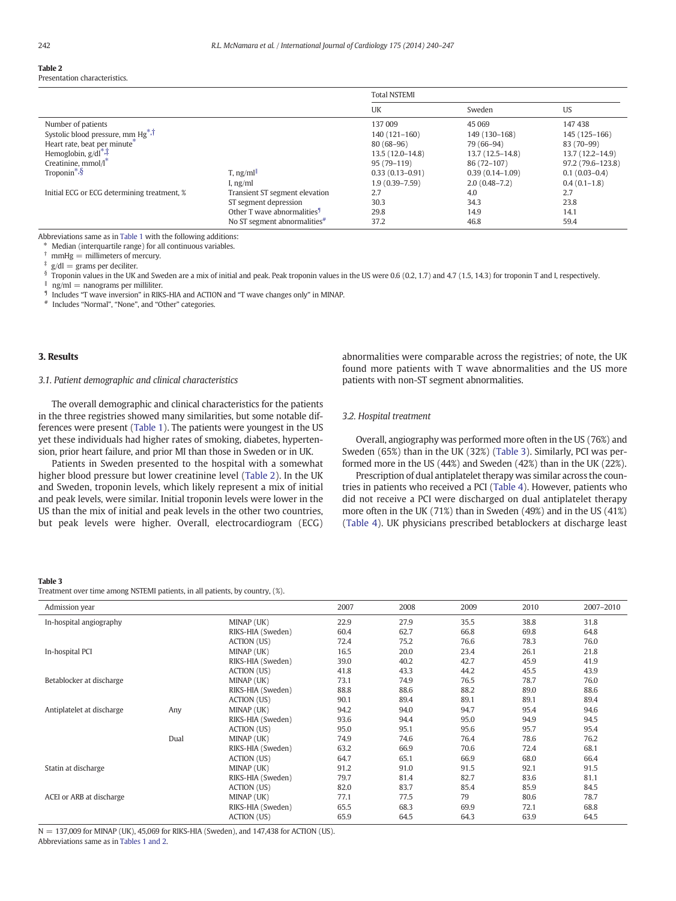**Table 2**
Presentation characteristics.

| | | Total NSTEMI | | |
|---|---|---|---|---|
| | | UK | Sweden | US |
| Number of patients | | 137 009 | 45 069 | 147 438 |
| Systolic blood pressure, mm Hg[*,†] | | 140 (121–160) | 149 (130–168) | 145 (125–166) |
| Heart rate, beat per minute[*] | | 80 (68–96) | 79 (66–94) | 83 (70–99) |
| Hemoglobin, g/dl[*,‡] | | 13.5 (12.0–14.8) | 13.7 (12.5–14.8) | 13.7 (12.2–14.9) |
| Creatinine, mmol/l[*] | | 95 (79–119) | 86 (72–107) | 97.2 (79.6–123.8) |
| Troponin[*,§] | T, ng/ml[‖] | 0.33 (0.13–0.91) | 0.39 (0.14–1.09) | 0.1 (0.03–0.4) |
| | I, ng/ml | 1.9 (0.39–7.59) | 2.0 (0.48–7.2) | 0.4 (0.1–1.8) |
| Initial ECG or ECG determining treatment, % | Transient ST segment elevation | 2.7 | 4.0 | 2.7 |
| | ST segment depression | 30.3 | 34.3 | 23.8 |
| | Other T wave abnormalities[¶] | 29.8 | 14.9 | 14.1 |
| | No ST segment abnormalities[#] | 37.2 | 46.8 | 59.4 |

Abbreviations same as in Table 1 with the following additions:
[*] Median (interquartile range) for all continuous variables.
[†] mmHg = millimeters of mercury.
[‡] g/dl = grams per deciliter.
[§] Troponin values in the UK and Sweden are a mix of initial and peak. Peak troponin values in the US were 0.6 (0.2, 1.7) and 4.7 (1.5, 14.3) for troponin T and I, respectively.
[‖] ng/ml = nanograms per milliliter.
[¶] Includes "T wave inversion" in RIKS-HIA and ACTION and "T wave changes only" in MINAP.
[#] Includes "Normal", "None", and "Other" categories.

## 3. Results

### 3.1. Patient demographic and clinical characteristics

The overall demographic and clinical characteristics for the patients in the three registries showed many similarities, but some notable differences were present (Table 1). The patients were youngest in the US yet these individuals had higher rates of smoking, diabetes, hypertension, prior heart failure, and prior MI than those in Sweden or in UK.

Patients in Sweden presented to the hospital with a somewhat higher blood pressure but lower creatinine level (Table 2). In the UK and Sweden, troponin levels, which likely represent a mix of initial and peak levels, were similar. Initial troponin levels were lower in the US than the mix of initial and peak levels in the other two countries, but peak levels were higher. Overall, electrocardiogram (ECG) abnormalities were comparable across the registries; of note, the UK found more patients with T wave abnormalities and the US more patients with non-ST segment abnormalities.

### 3.2. Hospital treatment

Overall, angiography was performed more often in the US (76%) and Sweden (65%) than in the UK (32%) (Table 3). Similarly, PCI was performed more in the US (44%) and Sweden (42%) than in the UK (22%).

Prescription of dual antiplatelet therapy was similar across the countries in patients who received a PCI (Table 4). However, patients who did not receive a PCI were discharged on dual antiplatelet therapy more often in the UK (71%) than in Sweden (49%) and in the US (41%) (Table 4). UK physicians prescribed betablockers at discharge least

**Table 3**
Treatment over time among NSTEMI patients, in all patients, by country, (%).

| Admission year | | | 2007 | 2008 | 2009 | 2010 | 2007–2010 |
|---|---|---|---|---|---|---|---|
| In-hospital angiography | | MINAP (UK) | 22.9 | 27.9 | 35.5 | 38.8 | 31.8 |
| | | RIKS-HIA (Sweden) | 60.4 | 62.7 | 66.8 | 69.8 | 64.8 |
| | | ACTION (US) | 72.4 | 75.2 | 76.6 | 78.3 | 76.0 |
| In-hospital PCI | | MINAP (UK) | 16.5 | 20.0 | 23.4 | 26.1 | 21.8 |
| | | RIKS-HIA (Sweden) | 39.0 | 40.2 | 42.7 | 45.9 | 41.9 |
| | | ACTION (US) | 41.8 | 43.3 | 44.2 | 45.5 | 43.9 |
| Betablocker at discharge | | MINAP (UK) | 73.1 | 74.9 | 76.5 | 78.7 | 76.0 |
| | | RIKS-HIA (Sweden) | 88.8 | 88.6 | 88.2 | 89.0 | 88.6 |
| | | ACTION (US) | 90.1 | 89.4 | 89.1 | 89.1 | 89.4 |
| Antiplatelet at discharge | Any | MINAP (UK) | 94.2 | 94.0 | 94.7 | 95.4 | 94.6 |
| | | RIKS-HIA (Sweden) | 93.6 | 94.4 | 95.0 | 94.9 | 94.5 |
| | | ACTION (US) | 95.0 | 95.1 | 95.6 | 95.7 | 95.4 |
| | Dual | MINAP (UK) | 74.9 | 74.6 | 76.4 | 78.6 | 76.2 |
| | | RIKS-HIA (Sweden) | 63.2 | 66.9 | 70.6 | 72.4 | 68.1 |
| | | ACTION (US) | 64.7 | 65.1 | 66.9 | 68.0 | 66.4 |
| Statin at discharge | | MINAP (UK) | 91.2 | 91.0 | 91.5 | 92.1 | 91.5 |
| | | RIKS-HIA (Sweden) | 79.7 | 81.4 | 82.7 | 83.6 | 81.1 |
| | | ACTION (US) | 82.0 | 83.7 | 85.4 | 85.9 | 84.5 |
| ACEI or ARB at discharge | | MINAP (UK) | 77.1 | 77.5 | 79 | 80.6 | 78.7 |
| | | RIKS-HIA (Sweden) | 65.5 | 68.3 | 69.9 | 72.1 | 68.8 |
| | | ACTION (US) | 65.9 | 64.5 | 64.3 | 63.9 | 64.5 |

N = 137,009 for MINAP (UK), 45,069 for RIKS-HIA (Sweden), and 147,438 for ACTION (US).
Abbreviations same as in Tables 1 and 2.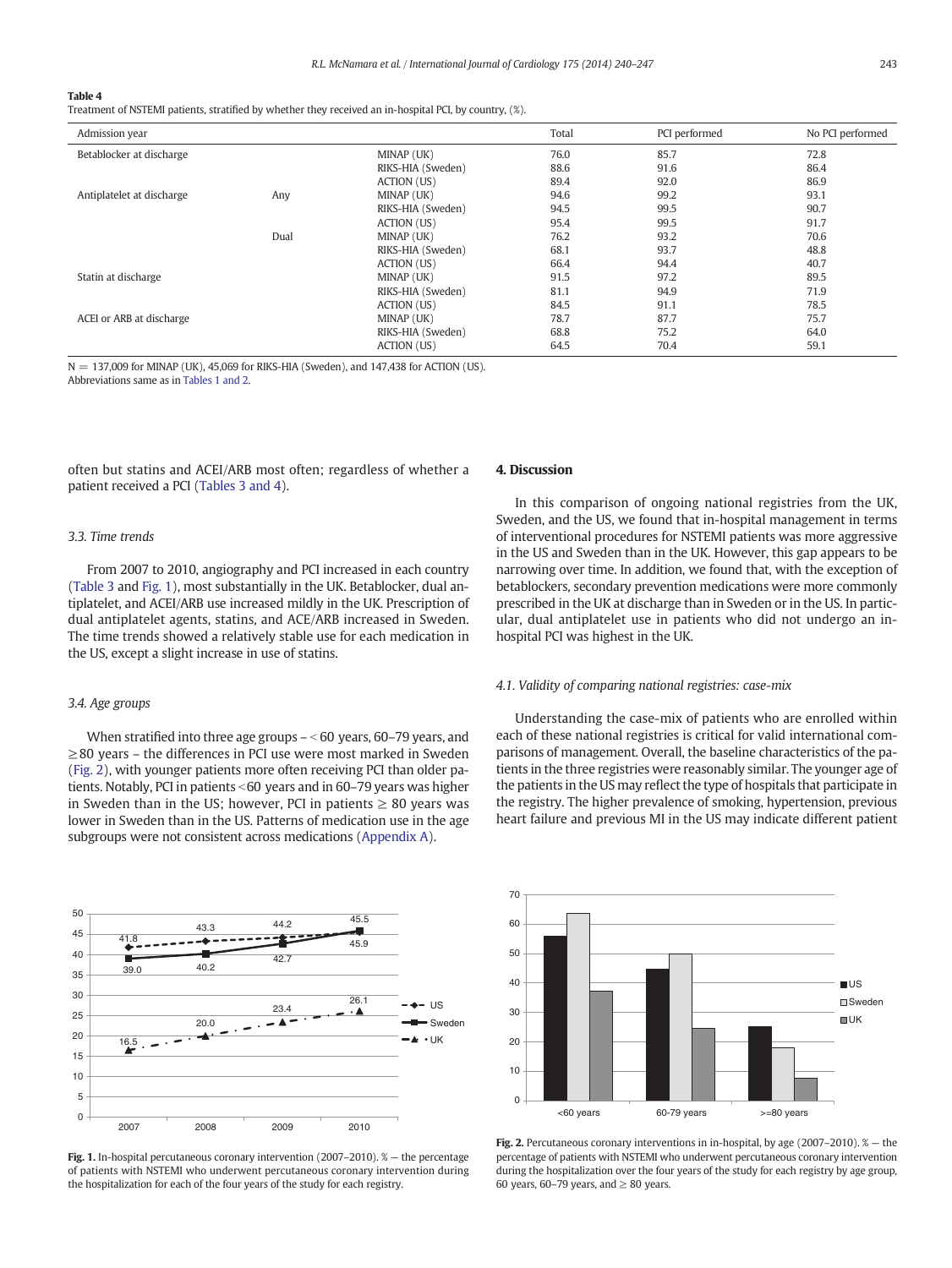**Table 4**
Treatment of NSTEMI patients, stratified by whether they received an in-hospital PCI, by country, (%).

| Admission year | | | Total | PCI performed | No PCI performed |
|---|---|---|---|---|---|
| Betablocker at discharge | | MINAP (UK) | 76.0 | 85.7 | 72.8 |
| | | RIKS-HIA (Sweden) | 88.6 | 91.6 | 86.4 |
| | | ACTION (US) | 89.4 | 92.0 | 86.9 |
| Antiplatelet at discharge | Any | MINAP (UK) | 94.6 | 99.2 | 93.1 |
| | | RIKS-HIA (Sweden) | 94.5 | 99.5 | 90.7 |
| | | ACTION (US) | 95.4 | 99.5 | 91.7 |
| | Dual | MINAP (UK) | 76.2 | 93.2 | 70.6 |
| | | RIKS-HIA (Sweden) | 68.1 | 93.7 | 48.8 |
| | | ACTION (US) | 66.4 | 94.4 | 40.7 |
| Statin at discharge | | MINAP (UK) | 91.5 | 97.2 | 89.5 |
| | | RIKS-HIA (Sweden) | 81.1 | 94.9 | 71.9 |
| | | ACTION (US) | 84.5 | 91.1 | 78.5 |
| ACEI or ARB at discharge | | MINAP (UK) | 78.7 | 87.7 | 75.7 |
| | | RIKS-HIA (Sweden) | 68.8 | 75.2 | 64.0 |
| | | ACTION (US) | 64.5 | 70.4 | 59.1 |

N = 137,009 for MINAP (UK), 45,069 for RIKS-HIA (Sweden), and 147,438 for ACTION (US).
Abbreviations same as in Tables 1 and 2.

often but statins and ACEI/ARB most often; regardless of whether a patient received a PCI (Tables 3 and 4).

### 3.3. Time trends

From 2007 to 2010, angiography and PCI increased in each country (Table 3 and Fig. 1), most substantially in the UK. Betablocker, dual antiplatelet, and ACEI/ARB use increased mildly in the UK. Prescription of dual antiplatelet agents, statins, and ACE/ARB increased in Sweden. The time trends showed a relatively stable use for each medication in the US, except a slight increase in use of statins.

### 3.4. Age groups

When stratified into three age groups – < 60 years, 60–79 years, and ≥ 80 years – the differences in PCI use were most marked in Sweden (Fig. 2), with younger patients more often receiving PCI than older patients. Notably, PCI in patients < 60 years and in 60–79 years was higher in Sweden than in the US; however, PCI in patients ≥ 80 years was lower in Sweden than in the US. Patterns of medication use in the age subgroups were not consistent across medications (Appendix A).

**Fig. 1.** In-hospital percutaneous coronary intervention (2007–2010). % — the percentage of patients with NSTEMI who underwent percutaneous coronary intervention during the hospitalization for each of the four years of the study for each registry.

**Fig. 2.** Percutaneous coronary interventions in in-hospital, by age (2007–2010). % — the percentage of patients with NSTEMI who underwent percutaneous coronary intervention during the hospitalization over the four years of the study for each registry by age group, 60 years, 60–79 years, and ≥ 80 years.

## 4. Discussion

In this comparison of ongoing national registries from the UK, Sweden, and the US, we found that in-hospital management in terms of interventional procedures for NSTEMI patients was more aggressive in the US and Sweden than in the UK. However, this gap appears to be narrowing over time. In addition, we found that, with the exception of betablockers, secondary prevention medications were more commonly prescribed in the UK at discharge than in Sweden or in the US. In particular, dual antiplatelet use in patients who did not undergo an in-hospital PCI was highest in the UK.

### 4.1. Validity of comparing national registries: case-mix

Understanding the case-mix of patients who are enrolled within each of these national registries is critical for valid international comparisons of management. Overall, the baseline characteristics of the patients in the three registries were reasonably similar. The younger age of the patients in the US may reflect the type of hospitals that participate in the registry. The higher prevalence of smoking, hypertension, previous heart failure and previous MI in the US may indicate different patient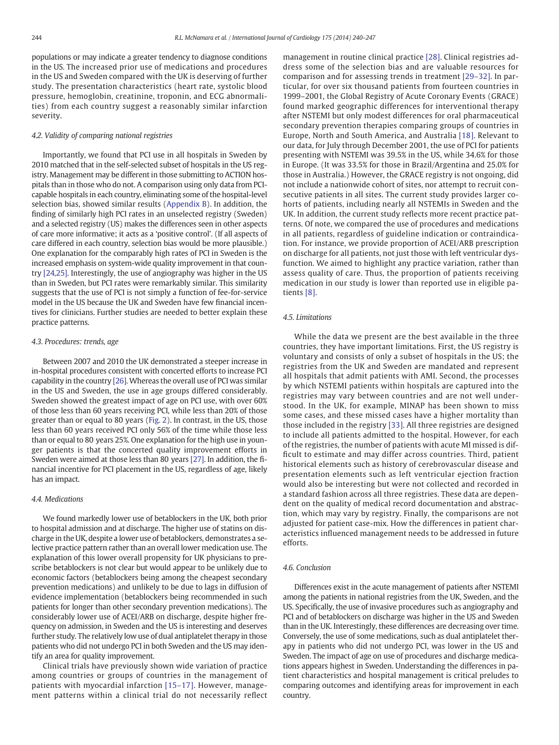populations or may indicate a greater tendency to diagnose conditions in the US. The increased prior use of medications and procedures in the US and Sweden compared with the UK is deserving of further study. The presentation characteristics (heart rate, systolic blood pressure, hemoglobin, creatinine, troponin, and ECG abnormalities) from each country suggest a reasonably similar infarction severity.

### 4.2. Validity of comparing national registries

Importantly, we found that PCI use in all hospitals in Sweden by 2010 matched that in the self-selected subset of hospitals in the US registry. Management may be different in those submitting to ACTION hospitals than in those who do not. A comparison using only data from PCI-capable hospitals in each country, eliminating some of the hospital-level selection bias, showed similar results (Appendix B). In addition, the finding of similarly high PCI rates in an unselected registry (Sweden) and a selected registry (US) makes the differences seen in other aspects of care more informative; it acts as a 'positive control'. (If all aspects of care differed in each country, selection bias would be more plausible.) One explanation for the comparably high rates of PCI in Sweden is the increased emphasis on system-wide quality improvement in that country [24,25]. Interestingly, the use of angiography was higher in the US than in Sweden, but PCI rates were remarkably similar. This similarity suggests that the use of PCI is not simply a function of fee-for-service model in the US because the UK and Sweden have few financial incentives for clinicians. Further studies are needed to better explain these practice patterns.

### 4.3. Procedures: trends, age

Between 2007 and 2010 the UK demonstrated a steeper increase in in-hospital procedures consistent with concerted efforts to increase PCI capability in the country [26]. Whereas the overall use of PCI was similar in the US and Sweden, the use in age groups differed considerably. Sweden showed the greatest impact of age on PCI use, with over 60% of those less than 60 years receiving PCI, while less than 20% of those greater than or equal to 80 years (Fig. 2). In contrast, in the US, those less than 60 years received PCI only 56% of the time while those less than or equal to 80 years 25%. One explanation for the high use in younger patients is that the concerted quality improvement efforts in Sweden were aimed at those less than 80 years [27]. In addition, the financial incentive for PCI placement in the US, regardless of age, likely has an impact.

### 4.4. Medications

We found markedly lower use of betablockers in the UK, both prior to hospital admission and at discharge. The higher use of statins on discharge in the UK, despite a lower use of betablockers, demonstrates a selective practice pattern rather than an overall lower medication use. The explanation of this lower overall propensity for UK physicians to prescribe betablockers is not clear but would appear to be unlikely due to economic factors (betablockers being among the cheapest secondary prevention medications) and unlikely to be due to lags in diffusion of evidence implementation (betablockers being recommended in such patients for longer than other secondary prevention medications). The considerably lower use of ACEI/ARB on discharge, despite higher frequency on admission, in Sweden and the US is interesting and deserves further study. The relatively low use of dual antiplatelet therapy in those patients who did not undergo PCI in both Sweden and the US may identify an area for quality improvement.

Clinical trials have previously shown wide variation of practice among countries or groups of countries in the management of patients with myocardial infarction [15–17]. However, management patterns within a clinical trial do not necessarily reflect management in routine clinical practice [28]. Clinical registries address some of the selection bias and are valuable resources for comparison and for assessing trends in treatment [29–32]. In particular, for over six thousand patients from fourteen countries in 1999–2001, the Global Registry of Acute Coronary Events (GRACE) found marked geographic differences for interventional therapy after NSTEMI but only modest differences for oral pharmaceutical secondary prevention therapies comparing groups of countries in Europe, North and South America, and Australia [18]. Relevant to our data, for July through December 2001, the use of PCI for patients presenting with NSTEMI was 39.5% in the US, while 34.6% for those in Europe. (It was 33.5% for those in Brazil/Argentina and 25.0% for those in Australia.) However, the GRACE registry is not ongoing, did not include a nationwide cohort of sites, nor attempt to recruit consecutive patients in all sites. The current study provides larger cohorts of patients, including nearly all NSTEMIs in Sweden and the UK. In addition, the current study reflects more recent practice patterns. Of note, we compared the use of procedures and medications in all patients, regardless of guideline indication or contraindication. For instance, we provide proportion of ACEI/ARB prescription on discharge for all patients, not just those with left ventricular dysfunction. We aimed to highlight any practice variation, rather than assess quality of care. Thus, the proportion of patients receiving medication in our study is lower than reported use in eligible patients [8].

### 4.5. Limitations

While the data we present are the best available in the three countries, they have important limitations. First, the US registry is voluntary and consists of only a subset of hospitals in the US; the registries from the UK and Sweden are mandated and represent all hospitals that admit patients with AMI. Second, the processes by which NSTEMI patients within hospitals are captured into the registries may vary between countries and are not well understood. In the UK, for example, MINAP has been shown to miss some cases, and these missed cases have a higher mortality than those included in the registry [33]. All three registries are designed to include all patients admitted to the hospital. However, for each of the registries, the number of patients with acute MI missed is difficult to estimate and may differ across countries. Third, patient historical elements such as history of cerebrovascular disease and presentation elements such as left ventricular ejection fraction would also be interesting but were not collected and recorded in a standard fashion across all three registries. These data are dependent on the quality of medical record documentation and abstraction, which may vary by registry. Finally, the comparisons are not adjusted for patient case-mix. How the differences in patient characteristics influenced management needs to be addressed in future efforts.

### 4.6. Conclusion

Differences exist in the acute management of patients after NSTEMI among the patients in national registries from the UK, Sweden, and the US. Specifically, the use of invasive procedures such as angiography and PCI and of betablockers on discharge was higher in the US and Sweden than in the UK. Interestingly, these differences are decreasing over time. Conversely, the use of some medications, such as dual antiplatelet therapy in patients who did not undergo PCI, was lower in the US and Sweden. The impact of age on use of procedures and discharge medications appears highest in Sweden. Understanding the differences in patient characteristics and hospital management is critical preludes to comparing outcomes and identifying areas for improvement in each country.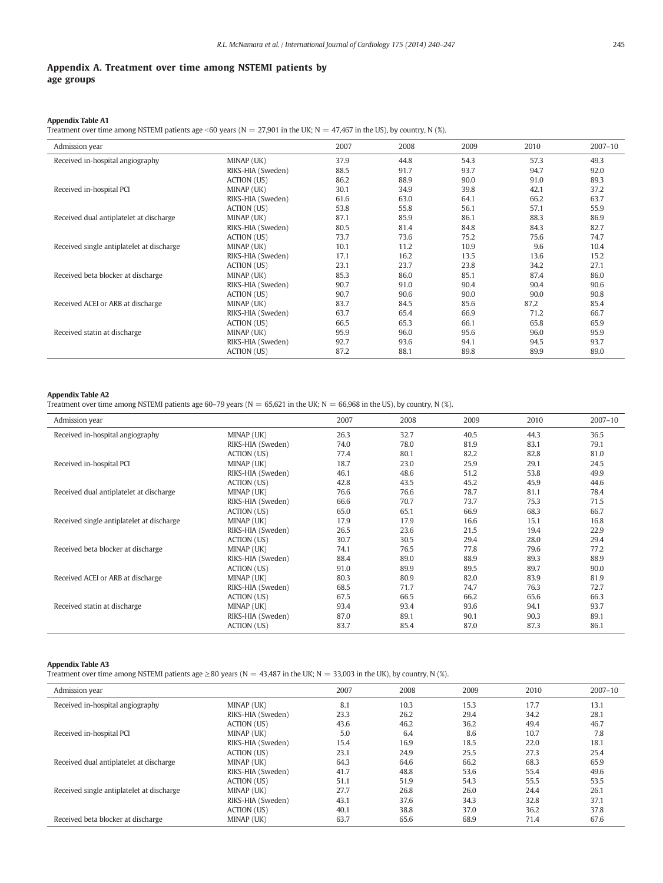## Appendix A. Treatment over time among NSTEMI patients by age groups

**Appendix Table A1**
Treatment over time among NSTEMI patients age <60 years (N = 27,901 in the UK; N = 47,467 in the US), by country, N (%).

| Admission year | | 2007 | 2008 | 2009 | 2010 | 2007–10 |
|---|---|---|---|---|---|---|
| Received in-hospital angiography | MINAP (UK) | 37.9 | 44.8 | 54.3 | 57.3 | 49.3 |
| | RIKS-HIA (Sweden) | 88.5 | 91.7 | 93.7 | 94.7 | 92.0 |
| | ACTION (US) | 86.2 | 88.9 | 90.0 | 91.0 | 89.3 |
| Received in-hospital PCI | MINAP (UK) | 30.1 | 34.9 | 39.8 | 42.1 | 37.2 |
| | RIKS-HIA (Sweden) | 61.6 | 63.0 | 64.1 | 66.2 | 63.7 |
| | ACTION (US) | 53.8 | 55.8 | 56.1 | 57.1 | 55.9 |
| Received dual antiplatelet at discharge | MINAP (UK) | 87.1 | 85.9 | 86.1 | 88.3 | 86.9 |
| | RIKS-HIA (Sweden) | 80.5 | 81.4 | 84.8 | 84.3 | 82.7 |
| | ACTION (US) | 73.7 | 73.6 | 75.2 | 75.6 | 74.7 |
| Received single antiplatelet at discharge | MINAP (UK) | 10.1 | 11.2 | 10.9 | 9.6 | 10.4 |
| | RIKS-HIA (Sweden) | 17.1 | 16.2 | 13.5 | 13.6 | 15.2 |
| | ACTION (US) | 23.1 | 23.7 | 23.8 | 34.2 | 27.1 |
| Received beta blocker at discharge | MINAP (UK) | 85.3 | 86.0 | 85.1 | 87.4 | 86.0 |
| | RIKS-HIA (Sweden) | 90.7 | 91.0 | 90.4 | 90.4 | 90.6 |
| | ACTION (US) | 90.7 | 90.6 | 90.0 | 90.0 | 90.8 |
| Received ACEI or ARB at discharge | MINAP (UK) | 83.7 | 84.5 | 85.6 | 87,2 | 85.4 |
| | RIKS-HIA (Sweden) | 63.7 | 65.4 | 66.9 | 71.2 | 66.7 |
| | ACTION (US) | 66.5 | 65.3 | 66.1 | 65.8 | 65.9 |
| Received statin at discharge | MINAP (UK) | 95.9 | 96.0 | 95.6 | 96.0 | 95.9 |
| | RIKS-HIA (Sweden) | 92.7 | 93.6 | 94.1 | 94.5 | 93.7 |
| | ACTION (US) | 87.2 | 88.1 | 89.8 | 89.9 | 89.0 |

**Appendix Table A2**
Treatment over time among NSTEMI patients age 60–79 years (N = 65,621 in the UK; N = 66,968 in the US), by country, N (%).

| Admission year | | 2007 | 2008 | 2009 | 2010 | 2007–10 |
|---|---|---|---|---|---|---|
| Received in-hospital angiography | MINAP (UK) | 26.3 | 32.7 | 40.5 | 44.3 | 36.5 |
| | RIKS-HIA (Sweden) | 74.0 | 78.0 | 81.9 | 83.1 | 79.1 |
| | ACTION (US) | 77.4 | 80.1 | 82.2 | 82.8 | 81.0 |
| Received in-hospital PCI | MINAP (UK) | 18.7 | 23.0 | 25.9 | 29.1 | 24.5 |
| | RIKS-HIA (Sweden) | 46.1 | 48.6 | 51.2 | 53.8 | 49.9 |
| | ACTION (US) | 42.8 | 43.5 | 45.2 | 45.9 | 44.6 |
| Received dual antiplatelet at discharge | MINAP (UK) | 76.6 | 76.6 | 78.7 | 81.1 | 78.4 |
| | RIKS-HIA (Sweden) | 66.6 | 70.7 | 73.7 | 75.3 | 71.5 |
| | ACTION (US) | 65.0 | 65.1 | 66.9 | 68.3 | 66.7 |
| Received single antiplatelet at discharge | MINAP (UK) | 17.9 | 17.9 | 16.6 | 15.1 | 16.8 |
| | RIKS-HIA (Sweden) | 26.5 | 23.6 | 21.5 | 19.4 | 22.9 |
| | ACTION (US) | 30.7 | 30.5 | 29.4 | 28.0 | 29.4 |
| Received beta blocker at discharge | MINAP (UK) | 74.1 | 76.5 | 77.8 | 79.6 | 77.2 |
| | RIKS-HIA (Sweden) | 88.4 | 89.0 | 88.9 | 89.3 | 88.9 |
| | ACTION (US) | 91.0 | 89.9 | 89.5 | 89.7 | 90.0 |
| Received ACEI or ARB at discharge | MINAP (UK) | 80.3 | 80.9 | 82.0 | 83.9 | 81.9 |
| | RIKS-HIA (Sweden) | 68.5 | 71.7 | 74.7 | 76.3 | 72.7 |
| | ACTION (US) | 67.5 | 66.5 | 66.2 | 65.6 | 66.3 |
| Received statin at discharge | MINAP (UK) | 93.4 | 93.4 | 93.6 | 94.1 | 93.7 |
| | RIKS-HIA (Sweden) | 87.0 | 89.1 | 90.1 | 90.3 | 89.1 |
| | ACTION (US) | 83.7 | 85.4 | 87.0 | 87.3 | 86.1 |

**Appendix Table A3**
Treatment over time among NSTEMI patients age ≥80 years (N = 43,487 in the UK; N = 33,003 in the UK), by country, N (%).

| Admission year | | 2007 | 2008 | 2009 | 2010 | 2007–10 |
|---|---|---|---|---|---|---|
| Received in-hospital angiography | MINAP (UK) | 8.1 | 10.3 | 15.3 | 17.7 | 13.1 |
| | RIKS-HIA (Sweden) | 23.3 | 26.2 | 29.4 | 34.2 | 28.1 |
| | ACTION (US) | 43.6 | 46.2 | 36.2 | 49.4 | 46.7 |
| Received in-hospital PCI | MINAP (UK) | 5.0 | 6.4 | 8.6 | 10.7 | 7.8 |
| | RIKS-HIA (Sweden) | 15.4 | 16.9 | 18.5 | 22.0 | 18.1 |
| | ACTION (US) | 23.1 | 24.9 | 25.5 | 27.3 | 25.4 |
| Received dual antiplatelet at discharge | MINAP (UK) | 64.3 | 64.6 | 66.2 | 68.3 | 65.9 |
| | RIKS-HIA (Sweden) | 41.7 | 48.8 | 53.6 | 55.4 | 49.6 |
| | ACTION (US) | 51.1 | 51.9 | 54.3 | 55.5 | 53.5 |
| Received single antiplatelet at discharge | MINAP (UK) | 27.7 | 26.8 | 26.0 | 24.4 | 26.1 |
| | RIKS-HIA (Sweden) | 43.1 | 37.6 | 34.3 | 32.8 | 37.1 |
| | ACTION (US) | 40.1 | 38.8 | 37.0 | 36.2 | 37.8 |
| Received beta blocker at discharge | MINAP (UK) | 63.7 | 65.6 | 68.9 | 71.4 | 67.6 |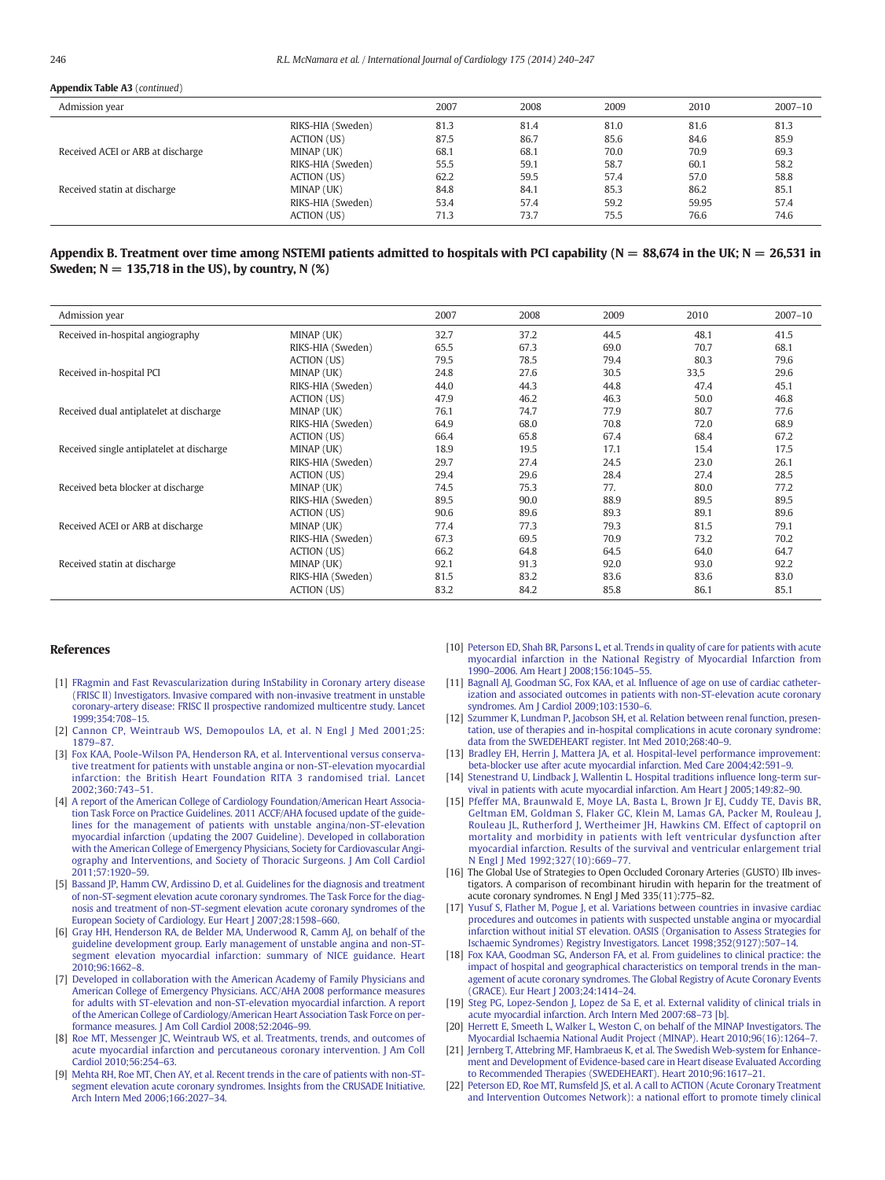**Appendix Table A3** (*continued*)

| Admission year | | 2007 | 2008 | 2009 | 2010 | 2007–10 |
|---|---|---|---|---|---|---|
| | RIKS-HIA (Sweden) | 81.3 | 81.4 | 81.0 | 81.6 | 81.3 |
| | ACTION (US) | 87.5 | 86.7 | 85.6 | 84.6 | 85.9 |
| Received ACEI or ARB at discharge | MINAP (UK) | 68.1 | 68.1 | 70.0 | 70.9 | 69.3 |
| | RIKS-HIA (Sweden) | 55.5 | 59.1 | 58.7 | 60.1 | 58.2 |
| | ACTION (US) | 62.2 | 59.5 | 57.4 | 57.0 | 58.8 |
| Received statin at discharge | MINAP (UK) | 84.8 | 84.1 | 85.3 | 86.2 | 85.1 |
| | RIKS-HIA (Sweden) | 53.4 | 57.4 | 59.2 | 59.95 | 57.4 |
| | ACTION (US) | 71.3 | 73.7 | 75.5 | 76.6 | 74.6 |

## Appendix B. Treatment over time among NSTEMI patients admitted to hospitals with PCI capability (N = 88,674 in the UK; N = 26,531 in Sweden; N = 135,718 in the US), by country, N (%)

| Admission year | | 2007 | 2008 | 2009 | 2010 | 2007–10 |
|---|---|---|---|---|---|---|
| Received in-hospital angiography | MINAP (UK) | 32.7 | 37.2 | 44.5 | 48.1 | 41.5 |
| | RIKS-HIA (Sweden) | 65.5 | 67.3 | 69.0 | 70.7 | 68.1 |
| | ACTION (US) | 79.5 | 78.5 | 79.4 | 80.3 | 79.6 |
| Received in-hospital PCI | MINAP (UK) | 24.8 | 27.6 | 30.5 | 33,5 | 29.6 |
| | RIKS-HIA (Sweden) | 44.0 | 44.3 | 44.8 | 47.4 | 45.1 |
| | ACTION (US) | 47.9 | 46.2 | 46.3 | 50.0 | 46.8 |
| Received dual antiplatelet at discharge | MINAP (UK) | 76.1 | 74.7 | 77.9 | 80.7 | 77.6 |
| | RIKS-HIA (Sweden) | 64.9 | 68.0 | 70.8 | 72.0 | 68.9 |
| | ACTION (US) | 66.4 | 65.8 | 67.4 | 68.4 | 67.2 |
| Received single antiplatelet at discharge | MINAP (UK) | 18.9 | 19.5 | 17.1 | 15.4 | 17.5 |
| | RIKS-HIA (Sweden) | 29.7 | 27.4 | 24.5 | 23.0 | 26.1 |
| | ACTION (US) | 29.4 | 29.6 | 28.4 | 27.4 | 28.5 |
| Received beta blocker at discharge | MINAP (UK) | 74.5 | 75.3 | 77. | 80.0 | 77.2 |
| | RIKS-HIA (Sweden) | 89.5 | 90.0 | 88.9 | 89.5 | 89.5 |
| | ACTION (US) | 90.6 | 89.6 | 89.3 | 89.1 | 89.6 |
| Received ACEI or ARB at discharge | MINAP (UK) | 77.4 | 77.3 | 79.3 | 81.5 | 79.1 |
| | RIKS-HIA (Sweden) | 67.3 | 69.5 | 70.9 | 73.2 | 70.2 |
| | ACTION (US) | 66.2 | 64.8 | 64.5 | 64.0 | 64.7 |
| Received statin at discharge | MINAP (UK) | 92.1 | 91.3 | 92.0 | 93.0 | 92.2 |
| | RIKS-HIA (Sweden) | 81.5 | 83.2 | 83.6 | 83.6 | 83.0 |
| | ACTION (US) | 83.2 | 84.2 | 85.8 | 86.1 | 85.1 |

## References

[1] FRagmin and Fast Revascularization during InStability in Coronary artery disease (FRISC II) Investigators. Invasive compared with non-invasive treatment in unstable coronary-artery disease: FRISC II prospective randomized multicentre study. Lancet 1999;354:708–15.

[2] Cannon CP, Weintraub WS, Demopoulos LA, et al. N Engl J Med 2001;25:1879–87.

[3] Fox KAA, Poole-Wilson PA, Henderson RA, et al. Interventional versus conservative treatment for patients with unstable angina or non-ST-elevation myocardial infarction: the British Heart Foundation RITA 3 randomised trial. Lancet 2002;360:743–51.

[4] A report of the American College of Cardiology Foundation/American Heart Association Task Force on Practice Guidelines. 2011 ACCF/AHA focused update of the guidelines for the management of patients with unstable angina/non-ST-elevation myocardial infarction (updating the 2007 Guideline). Developed in collaboration with the American College of Emergency Physicians, Society for Cardiovascular Angiography and Interventions, and Society of Thoracic Surgeons. J Am Coll Cardiol 2011;57:1920–59.

[5] Bassand JP, Hamm CW, Ardissino D, et al. Guidelines for the diagnosis and treatment of non-ST-segment elevation acute coronary syndromes. The Task Force for the diagnosis and treatment of non-ST-segment elevation acute coronary syndromes of the European Society of Cardiology. Eur Heart J 2007;28:1598–660.

[6] Gray HH, Henderson RA, de Belder MA, Underwood R, Camm AJ, on behalf of the guideline development group. Early management of unstable angina and non-ST-segment elevation myocardial infarction: summary of NICE guidance. Heart 2010;96:1662–8.

[7] Developed in collaboration with the American Academy of Family Physicians and American College of Emergency Physicians. ACC/AHA 2008 performance measures for adults with ST-elevation and non-ST-elevation myocardial infarction. A report of the American College of Cardiology/American Heart Association Task Force on performance measures. J Am Coll Cardiol 2008;52:2046–99.

[8] Roe MT, Messenger JC, Weintraub WS, et al. Treatments, trends, and outcomes of acute myocardial infarction and percutaneous coronary intervention. J Am Coll Cardiol 2010;56:254–63.

[9] Mehta RH, Roe MT, Chen AY, et al. Recent trends in the care of patients with non-ST-segment elevation acute coronary syndromes. Insights from the CRUSADE Initiative. Arch Intern Med 2006;166:2027–34.

[10] Peterson ED, Shah BR, Parsons L, et al. Trends in quality of care for patients with acute myocardial infarction in the National Registry of Myocardial Infarction from 1990–2006. Am Heart J 2008;156:1045–55.

[11] Bagnall AJ, Goodman SG, Fox KAA, et al. Influence of age on use of cardiac catheterization and associated outcomes in patients with non-ST-elevation acute coronary syndromes. Am J Cardiol 2009;103:1530–6.

[12] Szummer K, Lundman P, Jacobson SH, et al. Relation between renal function, presentation, use of therapies and in-hospital complications in acute coronary syndrome: data from the SWEDEHEART register. Int Med 2010;268:40–9.

[13] Bradley EH, Herrin J, Mattera JA, et al. Hospital-level performance improvement: beta-blocker use after acute myocardial infarction. Med Care 2004;42:591–9.

[14] Stenestrand U, Lindback J, Wallentin L. Hospital traditions influence long-term survival in patients with acute myocardial infarction. Am Heart J 2005;149:82–90.

[15] Pfeffer MA, Braunwald E, Moye LA, Basta L, Brown Jr EJ, Cuddy TE, Davis BR, Geltman EM, Goldman S, Flaker GC, Klein M, Lamas GA, Packer M, Rouleau J, Rouleau JL, Rutherford J, Wertheimer JH, Hawkins CM. Effect of captopril on mortality and morbidity in patients with left ventricular dysfunction after myocardial infarction. Results of the survival and ventricular enlargement trial N Engl J Med 1992;327(10):669–77.

[16] The Global Use of Strategies to Open Occluded Coronary Arteries (GUSTO) IIb investigators. A comparison of recombinant hirudin with heparin for the treatment of acute coronary syndromes. N Engl J Med 335(11):775–82.

[17] Yusuf S, Flather M, Pogue J, et al. Variations between countries in invasive cardiac procedures and outcomes in patients with suspected unstable angina or myocardial infarction without initial ST elevation. OASIS (Organisation to Assess Strategies for Ischaemic Syndromes) Registry Investigators. Lancet 1998;352(9127):507–14.

[18] Fox KAA, Goodman SG, Anderson FA, et al. From guidelines to clinical practice: the impact of hospital and geographical characteristics on temporal trends in the management of acute coronary syndromes. The Global Registry of Acute Coronary Events (GRACE). Eur Heart J 2003;24:1414–24.

[19] Steg PG, Lopez-Sendon J, Lopez de Sa E, et al. External validity of clinical trials in acute myocardial infarction. Arch Intern Med 2007:68–73 [b].

[20] Herrett E, Smeeth L, Walker L, Weston C, on behalf of the MINAP Investigators. The Myocardial Ischaemia National Audit Project (MINAP). Heart 2010;96(16):1264–7.

[21] Jernberg T, Attebring MF, Hambraeus K, et al. The Swedish Web-system for Enhancement and Development of Evidence-based care in Heart disease Evaluated According to Recommended Therapies (SWEDEHEART). Heart 2010;96:1617–21.

[22] Peterson ED, Roe MT, Rumsfeld JS, et al. A call to ACTION (Acute Coronary Treatment and Intervention Outcomes Network): a national effort to promote timely clinical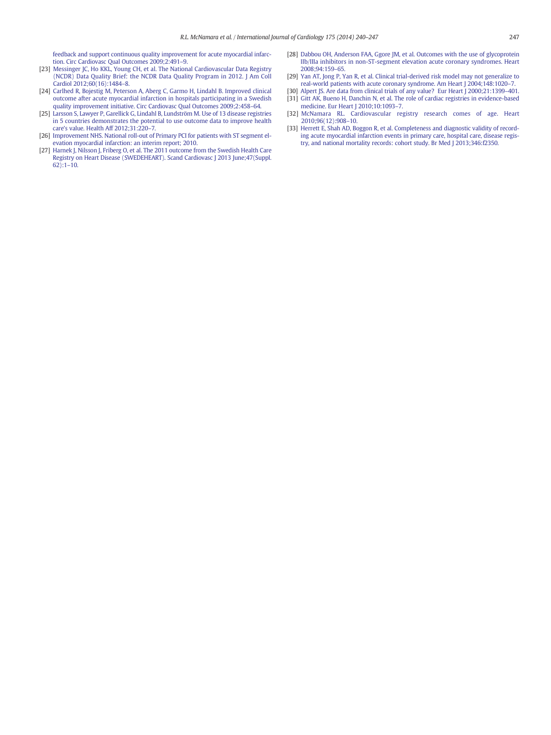feedback and support continuous quality improvement for acute myocardial infarction. Circ Cardiovasc Qual Outcomes 2009;2:491–9.

[23] Messinger JC, Ho KKL, Young CH, et al. The National Cardiovascular Data Registry (NCDR) Data Quality Brief: the NCDR Data Quality Program in 2012. J Am Coll Cardiol 2012;60(16):1484–8.

[24] Carlhed R, Bojestig M, Peterson A, Aberg C, Garmo H, Lindahl B. Improved clinical outcome after acute myocardial infarction in hospitals participating in a Swedish quality improvement initiative. Circ Cardiovasc Qual Outcomes 2009;2:458–64.

[25] Larsson S, Lawyer P, Garellick G, Lindahl B, Lundström M. Use of 13 disease registries in 5 countries demonstrates the potential to use outcome data to improve health care's value. Health Aff 2012;31:220–7.

[26] Improvement NHS. National roll-out of Primary PCI for patients with ST segment elevation myocardial infarction: an interim report; 2010.

[27] Harnek J, Nilsson J, Friberg O, et al. The 2011 outcome from the Swedish Health Care Registry on Heart Disease (SWEDEHEART). Scand Cardiovasc J 2013 June;47(Suppl. 62):1–10.

[28] Dabbou OH, Anderson FAA, Ggore JM, et al. Outcomes with the use of glycoprotein IIb/IIIa inhibitors in non-ST-segment elevation acute coronary syndromes. Heart 2008;94:159–65.

[29] Yan AT, Jong P, Yan R, et al. Clinical trial-derived risk model may not generalize to real-world patients with acute coronary syndrome. Am Heart J 2004;148:1020–7.

[30] Alpert JS. Are data from clinical trials of any value? Eur Heart J 2000;21:1399–401.

[31] Gitt AK, Bueno H, Danchin N, et al. The role of cardiac registries in evidence-based medicine. Eur Heart J 2010;10:1093–7.

[32] McNamara RL. Cardiovascular registry research comes of age. Heart 2010;96(12):908–10.

[33] Herrett E, Shah AD, Boggon R, et al. Completeness and diagnostic validity of recording acute myocardial infarction events in primary care, hospital care, disease registry, and national mortality records: cohort study. Br Med J 2013;346:f2350.